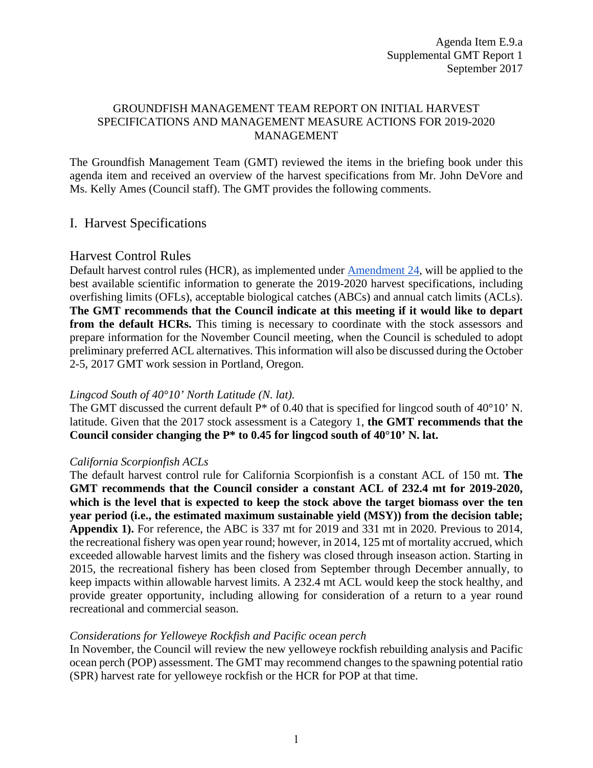Agenda Item E.9.a
Supplemental GMT Report 1
September 2017

GROUNDFISH MANAGEMENT TEAM REPORT ON INITIAL HARVEST SPECIFICATIONS AND MANAGEMENT MEASURE ACTIONS FOR 2019-2020 MANAGEMENT

The Groundfish Management Team (GMT) reviewed the items in the briefing book under this agenda item and received an overview of the harvest specifications from Mr. John DeVore and Ms. Kelly Ames (Council staff). The GMT provides the following comments.

# I. Harvest Specifications

## Harvest Control Rules

Default harvest control rules (HCR), as implemented under Amendment 24, will be applied to the best available scientific information to generate the 2019-2020 harvest specifications, including overfishing limits (OFLs), acceptable biological catches (ABCs) and annual catch limits (ACLs). **The GMT recommends that the Council indicate at this meeting if it would like to depart from the default HCRs.** This timing is necessary to coordinate with the stock assessors and prepare information for the November Council meeting, when the Council is scheduled to adopt preliminary preferred ACL alternatives. This information will also be discussed during the October 2-5, 2017 GMT work session in Portland, Oregon.

*Lingcod South of 40°10' North Latitude (N. lat).*

The GMT discussed the current default P* of 0.40 that is specified for lingcod south of 40°10' N. latitude. Given that the 2017 stock assessment is a Category 1, **the GMT recommends that the Council consider changing the P* to 0.45 for lingcod south of 40°10' N. lat.**

*California Scorpionfish ACLs*

The default harvest control rule for California Scorpionfish is a constant ACL of 150 mt. **The GMT recommends that the Council consider a constant ACL of 232.4 mt for 2019-2020, which is the level that is expected to keep the stock above the target biomass over the ten year period (i.e., the estimated maximum sustainable yield (MSY)) from the decision table; Appendix 1).** For reference, the ABC is 337 mt for 2019 and 331 mt in 2020. Previous to 2014, the recreational fishery was open year round; however, in 2014, 125 mt of mortality accrued, which exceeded allowable harvest limits and the fishery was closed through inseason action. Starting in 2015, the recreational fishery has been closed from September through December annually, to keep impacts within allowable harvest limits. A 232.4 mt ACL would keep the stock healthy, and provide greater opportunity, including allowing for consideration of a return to a year round recreational and commercial season.

*Considerations for Yelloweye Rockfish and Pacific ocean perch*

In November, the Council will review the new yelloweye rockfish rebuilding analysis and Pacific ocean perch (POP) assessment. The GMT may recommend changes to the spawning potential ratio (SPR) harvest rate for yelloweye rockfish or the HCR for POP at that time.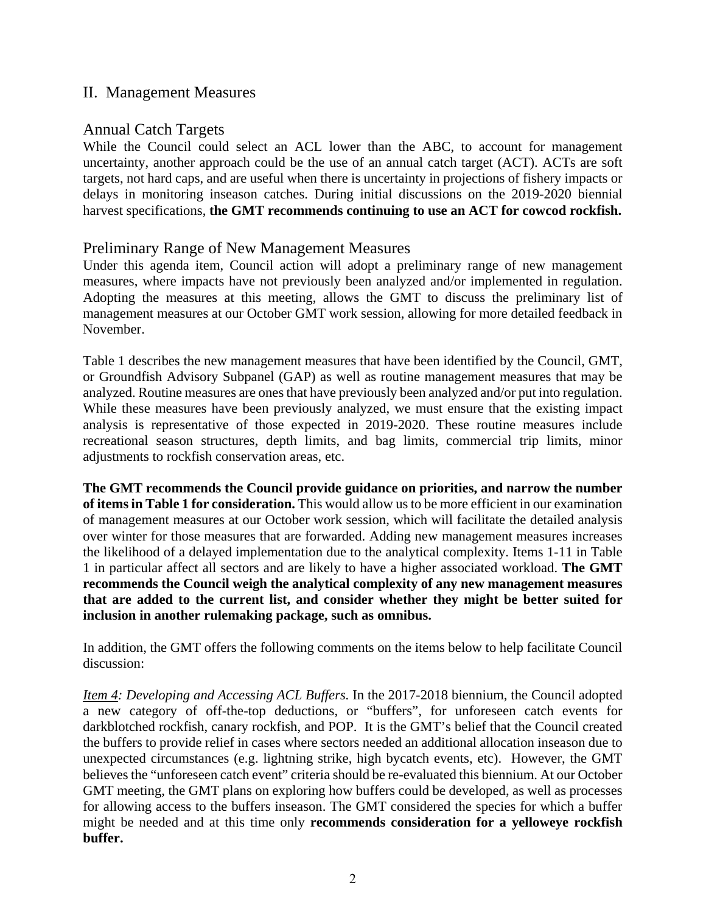## II. Management Measures

### Annual Catch Targets

While the Council could select an ACL lower than the ABC, to account for management uncertainty, another approach could be the use of an annual catch target (ACT). ACTs are soft targets, not hard caps, and are useful when there is uncertainty in projections of fishery impacts or delays in monitoring inseason catches. During initial discussions on the 2019-2020 biennial harvest specifications, **the GMT recommends continuing to use an ACT for cowcod rockfish.**

### Preliminary Range of New Management Measures

Under this agenda item, Council action will adopt a preliminary range of new management measures, where impacts have not previously been analyzed and/or implemented in regulation. Adopting the measures at this meeting, allows the GMT to discuss the preliminary list of management measures at our October GMT work session, allowing for more detailed feedback in November.

Table 1 describes the new management measures that have been identified by the Council, GMT, or Groundfish Advisory Subpanel (GAP) as well as routine management measures that may be analyzed. Routine measures are ones that have previously been analyzed and/or put into regulation. While these measures have been previously analyzed, we must ensure that the existing impact analysis is representative of those expected in 2019-2020. These routine measures include recreational season structures, depth limits, and bag limits, commercial trip limits, minor adjustments to rockfish conservation areas, etc.

**The GMT recommends the Council provide guidance on priorities, and narrow the number of items in Table 1 for consideration.** This would allow us to be more efficient in our examination of management measures at our October work session, which will facilitate the detailed analysis over winter for those measures that are forwarded. Adding new management measures increases the likelihood of a delayed implementation due to the analytical complexity. Items 1-11 in Table 1 in particular affect all sectors and are likely to have a higher associated workload. **The GMT recommends the Council weigh the analytical complexity of any new management measures that are added to the current list, and consider whether they might be better suited for inclusion in another rulemaking package, such as omnibus.**

In addition, the GMT offers the following comments on the items below to help facilitate Council discussion:

*Item 4: Developing and Accessing ACL Buffers.* In the 2017-2018 biennium, the Council adopted a new category of off-the-top deductions, or "buffers", for unforeseen catch events for darkblotched rockfish, canary rockfish, and POP. It is the GMT's belief that the Council created the buffers to provide relief in cases where sectors needed an additional allocation inseason due to unexpected circumstances (e.g. lightning strike, high bycatch events, etc). However, the GMT believes the "unforeseen catch event" criteria should be re-evaluated this biennium. At our October GMT meeting, the GMT plans on exploring how buffers could be developed, as well as processes for allowing access to the buffers inseason. The GMT considered the species for which a buffer might be needed and at this time only **recommends consideration for a yelloweye rockfish buffer.**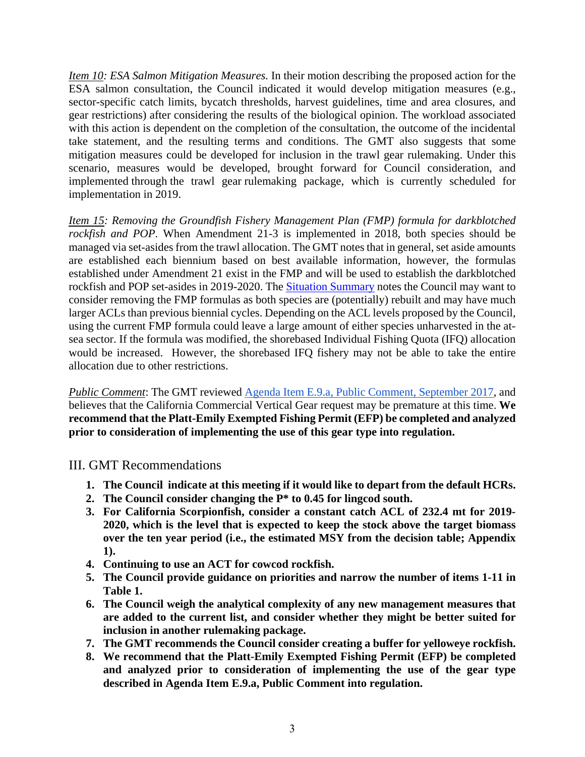*Item 10: ESA Salmon Mitigation Measures.* In their motion describing the proposed action for the ESA salmon consultation, the Council indicated it would develop mitigation measures (e.g., sector-specific catch limits, bycatch thresholds, harvest guidelines, time and area closures, and gear restrictions) after considering the results of the biological opinion. The workload associated with this action is dependent on the completion of the consultation, the outcome of the incidental take statement, and the resulting terms and conditions. The GMT also suggests that some mitigation measures could be developed for inclusion in the trawl gear rulemaking. Under this scenario, measures would be developed, brought forward for Council consideration, and implemented through the trawl gear rulemaking package, which is currently scheduled for implementation in 2019.

*Item 15: Removing the Groundfish Fishery Management Plan (FMP) formula for darkblotched rockfish and POP*. When Amendment 21-3 is implemented in 2018, both species should be managed via set-asides from the trawl allocation. The GMT notes that in general, set aside amounts are established each biennium based on best available information, however, the formulas established under Amendment 21 exist in the FMP and will be used to establish the darkblotched rockfish and POP set-asides in 2019-2020. The Situation Summary notes the Council may want to consider removing the FMP formulas as both species are (potentially) rebuilt and may have much larger ACLs than previous biennial cycles. Depending on the ACL levels proposed by the Council, using the current FMP formula could leave a large amount of either species unharvested in the at-sea sector. If the formula was modified, the shorebased Individual Fishing Quota (IFQ) allocation would be increased. However, the shorebased IFQ fishery may not be able to take the entire allocation due to other restrictions.

*Public Comment*: The GMT reviewed Agenda Item E.9.a, Public Comment, September 2017, and believes that the California Commercial Vertical Gear request may be premature at this time. **We recommend that the Platt-Emily Exempted Fishing Permit (EFP) be completed and analyzed prior to consideration of implementing the use of this gear type into regulation.**

## III. GMT Recommendations

1. **The Council indicate at this meeting if it would like to depart from the default HCRs.**
2. **The Council consider changing the P* to 0.45 for lingcod south.**
3. **For California Scorpionfish, consider a constant catch ACL of 232.4 mt for 2019-2020, which is the level that is expected to keep the stock above the target biomass over the ten year period (i.e., the estimated MSY from the decision table; Appendix 1).**
4. **Continuing to use an ACT for cowcod rockfish.**
5. **The Council provide guidance on priorities and narrow the number of items 1-11 in Table 1.**
6. **The Council weigh the analytical complexity of any new management measures that are added to the current list, and consider whether they might be better suited for inclusion in another rulemaking package.**
7. **The GMT recommends the Council consider creating a buffer for yelloweye rockfish.**
8. **We recommend that the Platt-Emily Exempted Fishing Permit (EFP) be completed and analyzed prior to consideration of implementing the use of the gear type described in Agenda Item E.9.a, Public Comment into regulation.**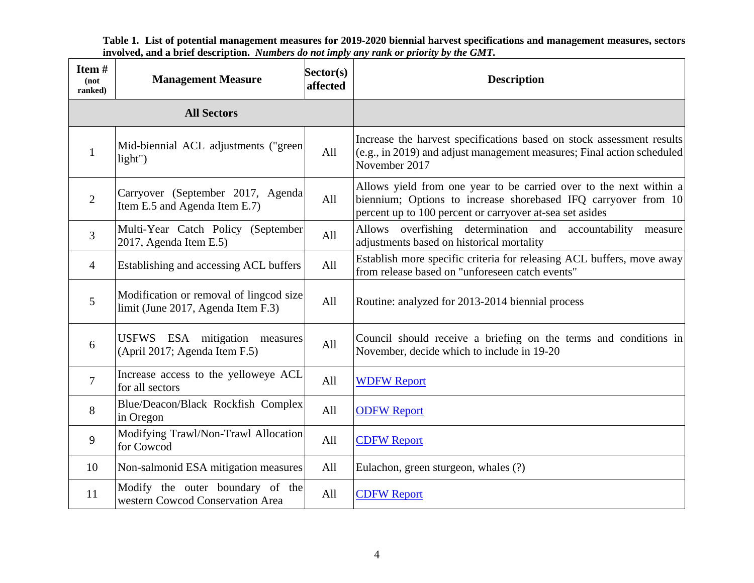**Table 1. List of potential management measures for 2019-2020 biennial harvest specifications and management measures, sectors involved, and a brief description.** ***Numbers do not imply any rank or priority by the GMT.***

| Item # (not ranked) | Management Measure | Sector(s) affected | Description |
|---|---|---|---|
| **All Sectors** | | | |
| 1 | Mid-biennial ACL adjustments ("green light") | All | Increase the harvest specifications based on stock assessment results (e.g., in 2019) and adjust management measures; Final action scheduled November 2017 |
| 2 | Carryover (September 2017, Agenda Item E.5 and Agenda Item E.7) | All | Allows yield from one year to be carried over to the next within a biennium; Options to increase shorebased IFQ carryover from 10 percent up to 100 percent or carryover at-sea set asides |
| 3 | Multi-Year Catch Policy (September 2017, Agenda Item E.5) | All | Allows overfishing determination and accountability measure adjustments based on historical mortality |
| 4 | Establishing and accessing ACL buffers | All | Establish more specific criteria for releasing ACL buffers, move away from release based on "unforeseen catch events" |
| 5 | Modification or removal of lingcod size limit (June 2017, Agenda Item F.3) | All | Routine: analyzed for 2013-2014 biennial process |
| 6 | USFWS ESA mitigation measures (April 2017; Agenda Item F.5) | All | Council should receive a briefing on the terms and conditions in November, decide which to include in 19-20 |
| 7 | Increase access to the yelloweye ACL for all sectors | All | WDFW Report |
| 8 | Blue/Deacon/Black Rockfish Complex in Oregon | All | ODFW Report |
| 9 | Modifying Trawl/Non-Trawl Allocation for Cowcod | All | CDFW Report |
| 10 | Non-salmonid ESA mitigation measures | All | Eulachon, green sturgeon, whales (?) |
| 11 | Modify the outer boundary of the western Cowcod Conservation Area | All | CDFW Report |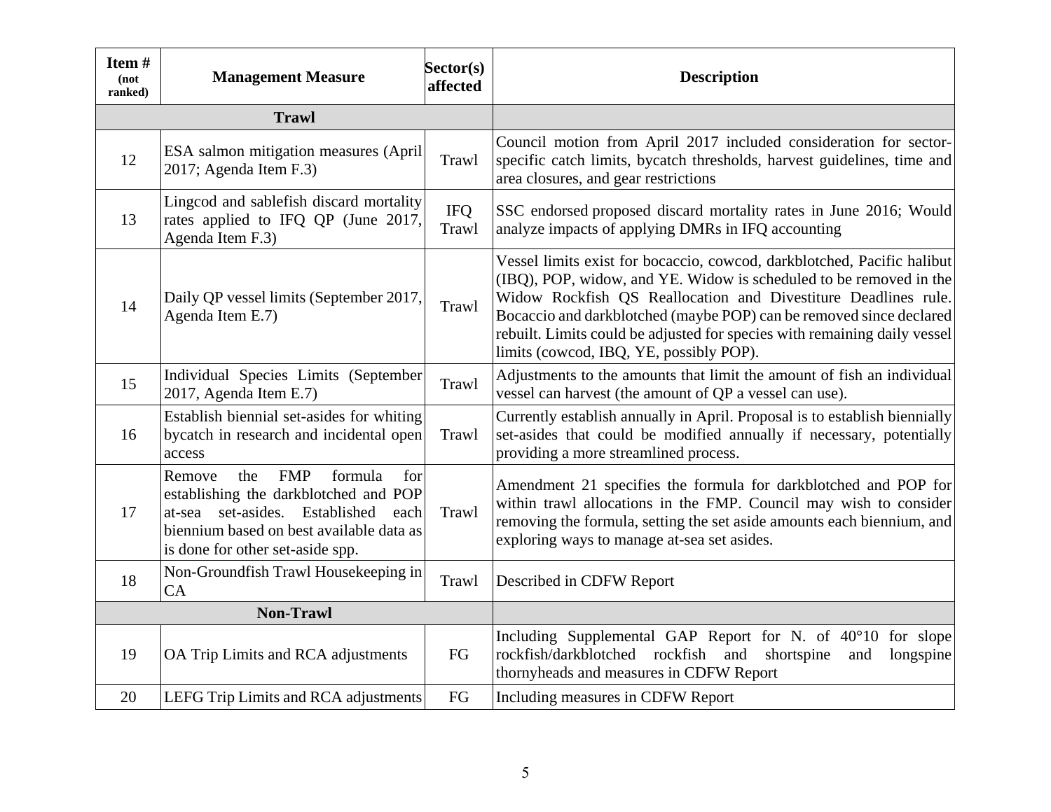| Item # (not ranked) | Management Measure | Sector(s) affected | Description |
|---|---|---|---|
| **Trawl** | | | |
| 12 | ESA salmon mitigation measures (April 2017; Agenda Item F.3) | Trawl | Council motion from April 2017 included consideration for sector-specific catch limits, bycatch thresholds, harvest guidelines, time and area closures, and gear restrictions |
| 13 | Lingcod and sablefish discard mortality rates applied to IFQ QP (June 2017, Agenda Item F.3) | IFQ Trawl | SSC endorsed proposed discard mortality rates in June 2016; Would analyze impacts of applying DMRs in IFQ accounting |
| 14 | Daily QP vessel limits (September 2017, Agenda Item E.7) | Trawl | Vessel limits exist for bocaccio, cowcod, darkblotched, Pacific halibut (IBQ), POP, widow, and YE. Widow is scheduled to be removed in the Widow Rockfish QS Reallocation and Divestiture Deadlines rule. Bocaccio and darkblotched (maybe POP) can be removed since declared rebuilt. Limits could be adjusted for species with remaining daily vessel limits (cowcod, IBQ, YE, possibly POP). |
| 15 | Individual Species Limits (September 2017, Agenda Item E.7) | Trawl | Adjustments to the amounts that limit the amount of fish an individual vessel can harvest (the amount of QP a vessel can use). |
| 16 | Establish biennial set-asides for whiting bycatch in research and incidental open access | Trawl | Currently establish annually in April. Proposal is to establish biennially set-asides that could be modified annually if necessary, potentially providing a more streamlined process. |
| 17 | Remove the FMP formula for establishing the darkblotched and POP at-sea set-asides. Established each biennium based on best available data as is done for other set-aside spp. | Trawl | Amendment 21 specifies the formula for darkblotched and POP for within trawl allocations in the FMP. Council may wish to consider removing the formula, setting the set aside amounts each biennium, and exploring ways to manage at-sea set asides. |
| 18 | Non-Groundfish Trawl Housekeeping in CA | Trawl | Described in CDFW Report |
| **Non-Trawl** | | | |
| 19 | OA Trip Limits and RCA adjustments | FG | Including Supplemental GAP Report for N. of 40°10 for slope rockfish/darkblotched rockfish and shortspine and longspine thornyheads and measures in CDFW Report |
| 20 | LEFG Trip Limits and RCA adjustments | FG | Including measures in CDFW Report |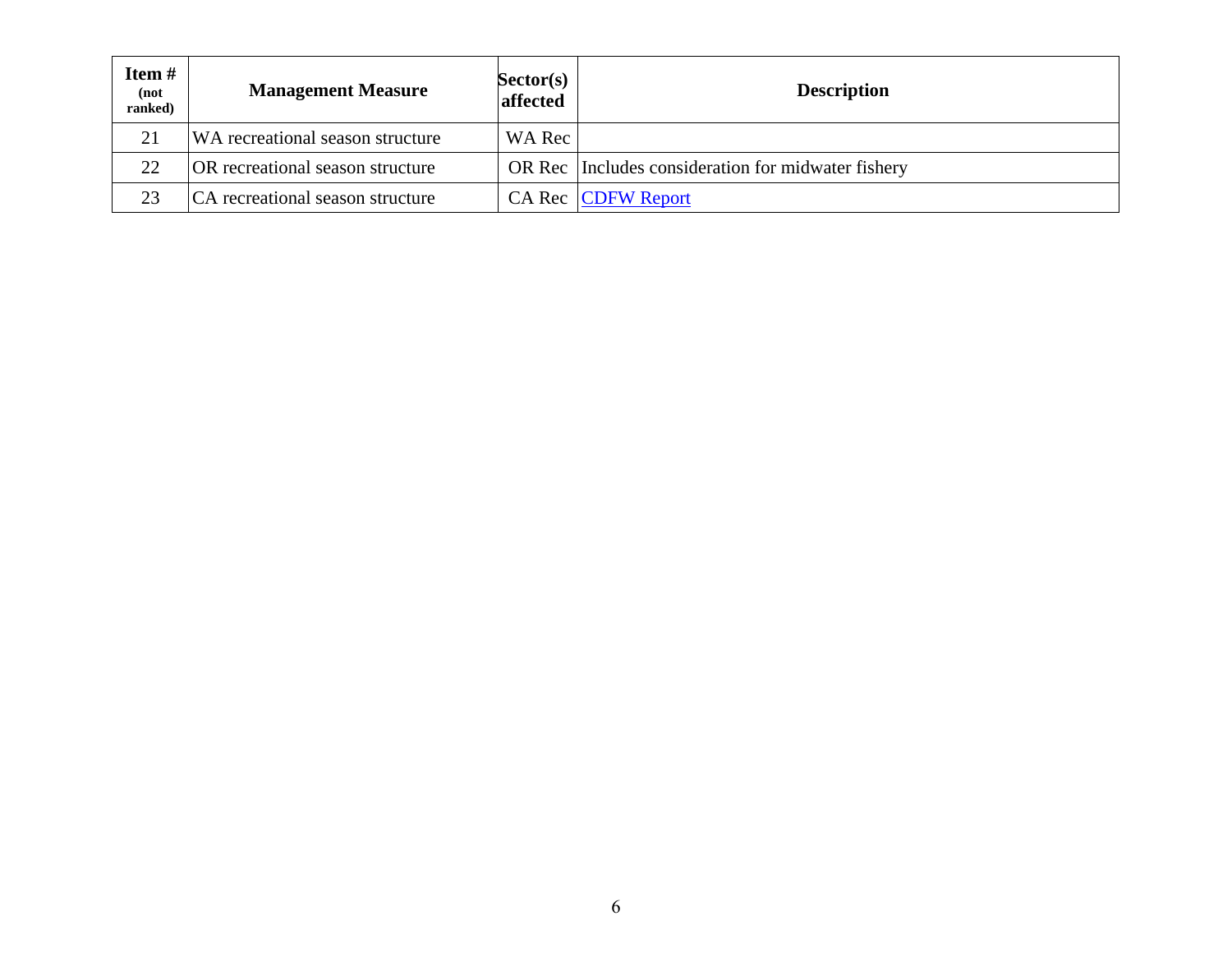| Item # (not ranked) | Management Measure | Sector(s) affected | Description |
|---|---|---|---|
| 21 | WA recreational season structure | WA Rec | |
| 22 | OR recreational season structure | OR Rec | Includes consideration for midwater fishery |
| 23 | CA recreational season structure | CA Rec | CDFW Report |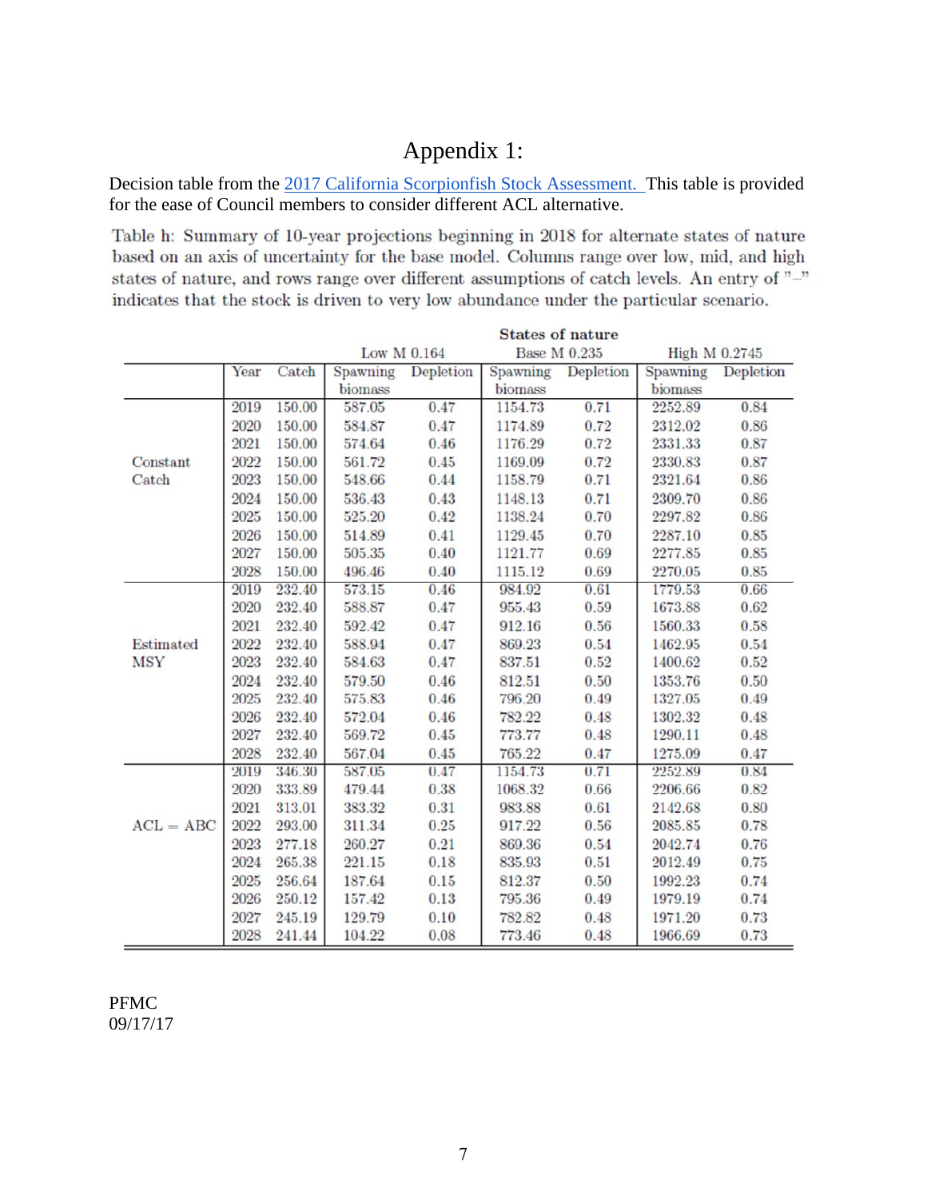# Appendix 1:

Decision table from the [2017 California Scorpionfish Stock Assessment.](#) This table is provided for the ease of Council members to consider different ACL alternative.

Table h: Summary of 10-year projections beginning in 2018 for alternate states of nature based on an axis of uncertainty for the base model. Columns range over low, mid, and high states of nature, and rows range over different assumptions of catch levels. An entry of "–" indicates that the stock is driven to very low abundance under the particular scenario.

| | | | States of nature | | | | | |
|---|---|---|---|---|---|---|---|---|
| | | | Low M 0.164 | | Base M 0.235 | | High M 0.2745 | |
| | Year | Catch | Spawning biomass | Depletion | Spawning biomass | Depletion | Spawning biomass | Depletion |
| Constant Catch | 2019 | 150.00 | 587.05 | 0.47 | 1154.73 | 0.71 | 2252.89 | 0.84 |
| | 2020 | 150.00 | 584.87 | 0.47 | 1174.89 | 0.72 | 2312.02 | 0.86 |
| | 2021 | 150.00 | 574.64 | 0.46 | 1176.29 | 0.72 | 2331.33 | 0.87 |
| | 2022 | 150.00 | 561.72 | 0.45 | 1169.09 | 0.72 | 2330.83 | 0.87 |
| | 2023 | 150.00 | 548.66 | 0.44 | 1158.79 | 0.71 | 2321.64 | 0.86 |
| | 2024 | 150.00 | 536.43 | 0.43 | 1148.13 | 0.71 | 2309.70 | 0.86 |
| | 2025 | 150.00 | 525.20 | 0.42 | 1138.24 | 0.70 | 2297.82 | 0.86 |
| | 2026 | 150.00 | 514.89 | 0.41 | 1129.45 | 0.70 | 2287.10 | 0.85 |
| | 2027 | 150.00 | 505.35 | 0.40 | 1121.77 | 0.69 | 2277.85 | 0.85 |
| | 2028 | 150.00 | 496.46 | 0.40 | 1115.12 | 0.69 | 2270.05 | 0.85 |
| Estimated MSY | 2019 | 232.40 | 573.15 | 0.46 | 984.92 | 0.61 | 1779.53 | 0.66 |
| | 2020 | 232.40 | 588.87 | 0.47 | 955.43 | 0.59 | 1673.88 | 0.62 |
| | 2021 | 232.40 | 592.42 | 0.47 | 912.16 | 0.56 | 1560.33 | 0.58 |
| | 2022 | 232.40 | 588.94 | 0.47 | 869.23 | 0.54 | 1462.95 | 0.54 |
| | 2023 | 232.40 | 584.63 | 0.47 | 837.51 | 0.52 | 1400.62 | 0.52 |
| | 2024 | 232.40 | 579.50 | 0.46 | 812.51 | 0.50 | 1353.76 | 0.50 |
| | 2025 | 232.40 | 575.83 | 0.46 | 796.20 | 0.49 | 1327.05 | 0.49 |
| | 2026 | 232.40 | 572.04 | 0.46 | 782.22 | 0.48 | 1302.32 | 0.48 |
| | 2027 | 232.40 | 569.72 | 0.45 | 773.77 | 0.48 | 1290.11 | 0.48 |
| | 2028 | 232.40 | 567.04 | 0.45 | 765.22 | 0.47 | 1275.09 | 0.47 |
| ACL = ABC | 2019 | 346.30 | 587.05 | 0.47 | 1154.73 | 0.71 | 2252.89 | 0.84 |
| | 2020 | 333.89 | 479.44 | 0.38 | 1068.32 | 0.66 | 2206.66 | 0.82 |
| | 2021 | 313.01 | 383.32 | 0.31 | 983.88 | 0.61 | 2142.68 | 0.80 |
| | 2022 | 293.00 | 311.34 | 0.25 | 917.22 | 0.56 | 2085.85 | 0.78 |
| | 2023 | 277.18 | 260.27 | 0.21 | 869.36 | 0.54 | 2042.74 | 0.76 |
| | 2024 | 265.38 | 221.15 | 0.18 | 835.93 | 0.51 | 2012.49 | 0.75 |
| | 2025 | 256.64 | 187.64 | 0.15 | 812.37 | 0.50 | 1992.23 | 0.74 |
| | 2026 | 250.12 | 157.42 | 0.13 | 795.36 | 0.49 | 1979.19 | 0.74 |
| | 2027 | 245.19 | 129.79 | 0.10 | 782.82 | 0.48 | 1971.20 | 0.73 |
| | 2028 | 241.44 | 104.22 | 0.08 | 773.46 | 0.48 | 1966.69 | 0.73 |

PFMC
09/17/17